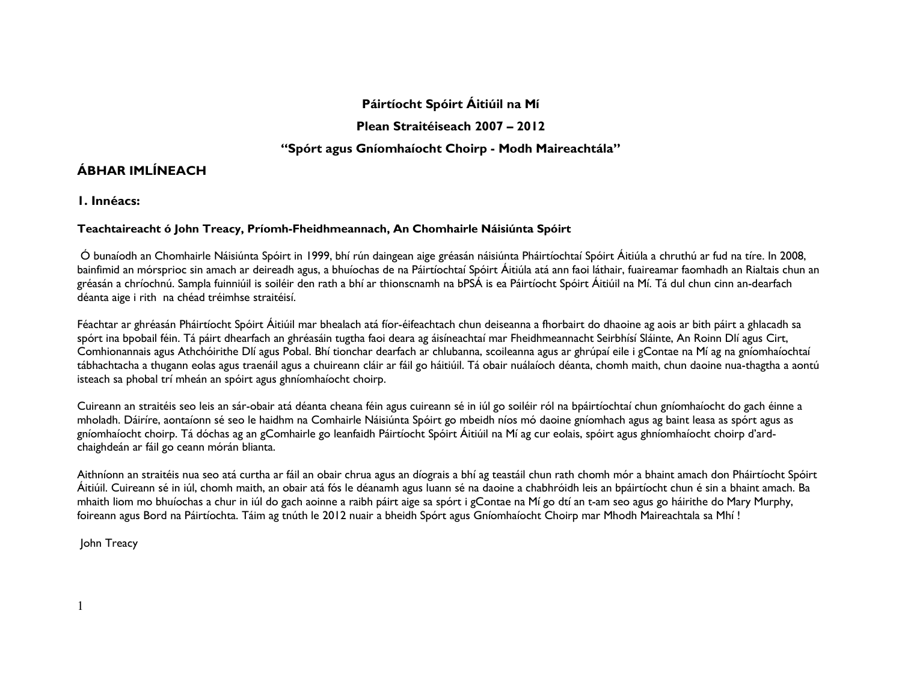**Páirtíocht Spóirt Áitiúil na Mí**

**Plean Straitéiseach 2007 – 2012**

**"Spórt agus Gníomhaíocht Choirp - Modh Maireachtála"**

## ÁBHAR IMLÍNEACH

### 1. Innéacs:

**Teachtaireacht ó John Treacy, Príomh-Fheidhmeannach, An Chomhairle Náisiúnta Spóirt**

Ó bunaíodh an Chomhairle Náisiúnta Spóirt in 1999, bhí rún daingean aige gréasán náisiúnta Pháirtíochtaí Spóirt Áitiúla a chruthú ar fud na tíre. In 2008, bainfimid an mórsprioc sin amach ar deireadh agus, a bhuíochas de na Páirtíochtaí Spóirt Áitiúla atá ann faoi láthair, fuaireamar faomhadh an Rialtais chun an gréasán a chríochnú. Sampla fuinniúil is soiléir den rath a bhí ar thionscnamh na bPSÁ is ea Páirtíocht Spóirt Áitiúil na Mí. Tá dul chun cinn an-dearfach déanta aige i rith na chéad tréimhse straitéisí.

Féachtar ar ghréasán Pháirtíocht Spóirt Áitiúil mar bhealach atá fíor-éifeachtach chun deiseanna a fhorbairt do dhaoine ag aois ar bith páirt a ghlacadh sa spórt ina bpobail féin. Tá páirt dhearfach an ghréasáin tugtha faoi deara ag áisíneachtaí mar Fheidhmeannacht Seirbhísí Sláinte, An Roinn Dlí agus Cirt, Comhionannais agus Athchóirithe Dlí agus Pobal. Bhí tionchar dearfach ar chlubanna, scoileanna agus ar ghrúpaí eile i gContae na Mí ag na gníomhaíochtaí tábhachtacha a thugann eolas agus traenáil agus a chuireann cláir ar fáil go háitiúil. Tá obair nuálaíoch déanta, chomh maith, chun daoine nua-thagtha a aontú isteach sa phobal trí mheán an spóirt agus ghníomhaíocht choirp.

Cuireann an straitéis seo leis an sár-obair atá déanta cheana féin agus cuireann sé in iúl go soiléir ról na bpáirtíochtaí chun gníomhaíocht do gach éinne a mholadh. Dáiríre, aontaíonn sé seo le haidhm na Comhairle Náisiúnta Spóirt go mbeidh níos mó daoine gníomhach agus ag baint leasa as spórt agus as gníomhaíocht choirp. Tá dóchas ag an gComhairle go leanfaidh Páirtíocht Spóirt Áitiúil na Mí ag cur eolais, spóirt agus ghníomhaíocht choirp d'ard-chaighdeán ar fáil go ceann mórán blianta.

Aithníonn an straitéis nua seo atá curtha ar fáil an obair chrua agus an díograis a bhí ag teastáil chun rath chomh mór a bhaint amach don Pháirtíocht Spóirt Áitiúil. Cuireann sé in iúl, chomh maith, an obair atá fós le déanamh agus luann sé na daoine a chabhróidh leis an bpáirtíocht chun é sin a bhaint amach. Ba mhaith liom mo bhuíochas a chur in iúl do gach aoinne a raibh páirt aige sa spórt i gContae na Mí go dtí an t-am seo agus go háirithe do Mary Murphy, foireann agus Bord na Páirtíochta. Táim ag tnúth le 2012 nuair a bheidh Spórt agus Gníomhaíocht Choirp mar Mhodh Maireachtala sa Mhí !

John Treacy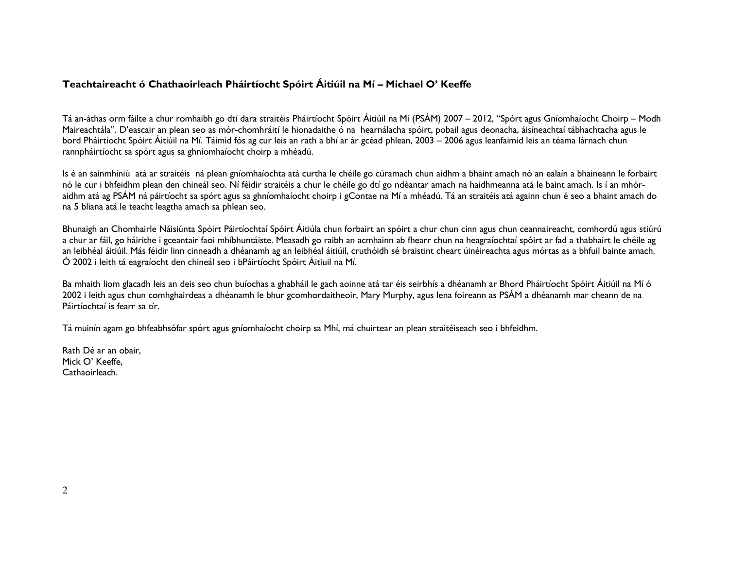**Teachtaireacht ó Chathaoirleach Pháirtíocht Spóirt Áitiúil na Mí – Michael O' Keeffe**

Tá an-áthas orm fáilte a chur romhaibh go dtí dara straitéis Pháirtíocht Spóirt Áitiúil na Mí (PSÁM) 2007 – 2012, "Spórt agus Gníomhaíocht Choirp – Modh Maireachtála". D'eascair an plean seo as mór-chomhráití le hionadaithe ó na hearnálacha spóirt, pobail agus deonacha, áisíneachtaí tábhachtacha agus le bord Pháirtíocht Spóirt Áitiúil na Mí. Táimid fós ag cur leis an rath a bhí ar ár gcéad phlean, 2003 – 2006 agus leanfaimid leis an téama lárnach chun rannpháirtíocht sa spórt agus sa ghníomhaíocht choirp a mhéadú.

Is é an sainmhíniú atá ar straitéis ná plean gníomhaíochta atá curtha le chéile go cúramach chun aidhm a bhaint amach nó an ealaín a bhaineann le forbairt nó le cur i bhfeidhm plean den chineál seo. Ní féidir straitéis a chur le chéile go dtí go ndéantar amach na haidhmeanna atá le baint amach. Is í an mhór-aidhm atá ag PSÁM ná páirtíocht sa spórt agus sa ghníomhaíocht choirp i gContae na Mí a mhéadú. Tá an straitéis atá againn chun é seo a bhaint amach do na 5 bliana atá le teacht leagtha amach sa phlean seo.

Bhunaigh an Chomhairle Náisiúnta Spóirt Páirtíochtaí Spóirt Áitiúla chun forbairt an spóirt a chur chun cinn agus chun ceannaireacht, comhordú agus stiúrú a chur ar fáil, go háirithe i gceantair faoi mhíbhuntáiste. Measadh go raibh an acmhainn ab fhearr chun na heagraíochtaí spóirt ar fad a thabhairt le chéile ag an leibhéal áitiúil. Más féidir linn cinneadh a dhéanamh ag an leibhéal áitiúil, cruthóidh sé braistint cheart úinéireachta agus mórtas as a bhfuil bainte amach. Ó 2002 i leith tá eagraíocht den chineál seo i bPáirtíocht Spóirt Áitiuil na Mí.

Ba mhaith liom glacadh leis an deis seo chun buíochas a ghabháil le gach aoinne atá tar éis seirbhís a dhéanamh ar Bhord Pháirtíocht Spóirt Áitiúil na Mí ó 2002 i leith agus chun comhghairdeas a dhéanamh le bhur gcomhordaitheoir, Mary Murphy, agus lena foireann as PSÁM a dhéanamh mar cheann de na Páirtíochtaí is fearr sa tír.

Tá muinín agam go bhfeabhsófar spórt agus gníomhaíocht choirp sa Mhí, má chuirtear an plean straitéiseach seo i bhfeidhm.

Rath Dé ar an obair,
Mick O' Keeffe,
Cathaoirleach.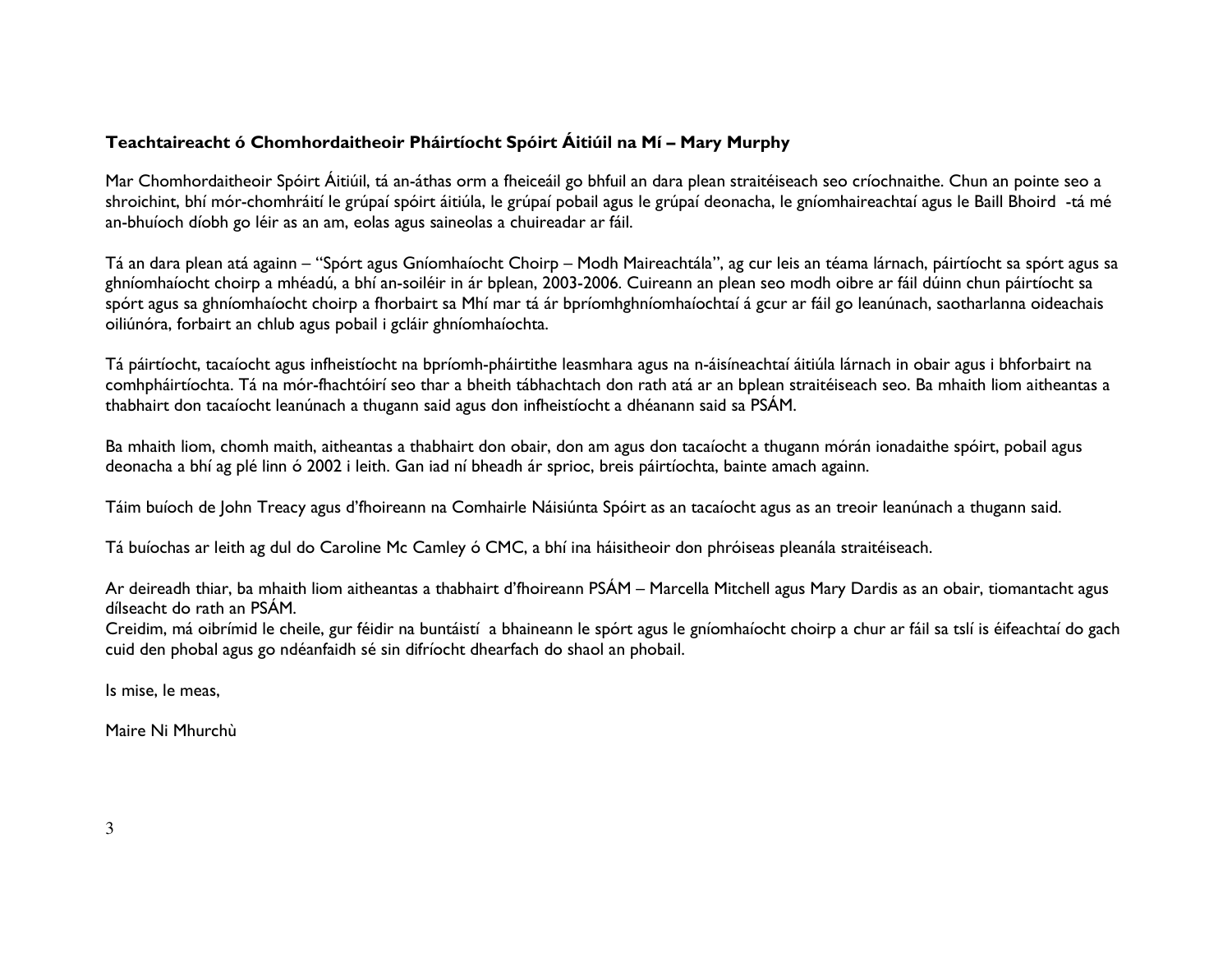**Teachtaireacht ó Chomhordaitheoir Pháirtíocht Spóirt Áitiúil na Mí – Mary Murphy**

Mar Chomhordaitheoir Spóirt Áitiúil, tá an-áthas orm a fheiceáil go bhfuil an dara plean straitéiseach seo críochnaithe. Chun an pointe seo a shroichint, bhí mór-chomhráití le grúpaí spóirt áitiúla, le grúpaí pobail agus le grúpaí deonacha, le gníomhaireachtaí agus le Baill Bhoird -tá mé an-bhuíoch díobh go léir as an am, eolas agus saineolas a chuireadar ar fáil.

Tá an dara plean atá againn – "Spórt agus Gníomhaíocht Choirp – Modh Maireachtála", ag cur leis an téama lárnach, páirtíocht sa spórt agus sa ghníomhaíocht choirp a mhéadú, a bhí an-soiléir in ár bplean, 2003-2006. Cuireann an plean seo modh oibre ar fáil dúinn chun páirtíocht sa spórt agus sa ghníomhaíocht choirp a fhorbairt sa Mhí mar tá ár bpríomhghníomhaíochtaí á gcur ar fáil go leanúnach, saotharlanna oideachais oiliúnóra, forbairt an chlub agus pobail i gcláir ghníomhaíochta.

Tá páirtíocht, tacaíocht agus infheistíocht na bpríomh-pháirtithe leasmhara agus na n-áisíneachtaí áitiúla lárnach in obair agus i bhforbairt na comhpháirtíochta. Tá na mór-fhachtóirí seo thar a bheith tábhachtach don rath atá ar an bplean straitéiseach seo. Ba mhaith liom aitheantas a thabhairt don tacaíocht leanúnach a thugann said agus don infheistíocht a dhéanann said sa PSÁM.

Ba mhaith liom, chomh maith, aitheantas a thabhairt don obair, don am agus don tacaíocht a thugann mórán ionadaithe spóirt, pobail agus deonacha a bhí ag plé linn ó 2002 i leith. Gan iad ní bheadh ár sprioc, breis páirtíochta, bainte amach againn.

Táim buíoch de John Treacy agus d'fhoireann na Comhairle Náisiúnta Spóirt as an tacaíocht agus as an treoir leanúnach a thugann said.

Tá buíochas ar leith ag dul do Caroline Mc Camley ó CMC, a bhí ina háisitheoir don phróiseas pleanála straitéiseach.

Ar deireadh thiar, ba mhaith liom aitheantas a thabhairt d'fhoireann PSÁM – Marcella Mitchell agus Mary Dardis as an obair, tiomantacht agus dílseacht do rath an PSÁM.
Creidim, má oibrímid le cheile, gur féidir na buntáistí a bhaineann le spórt agus le gníomhaíocht choirp a chur ar fáil sa tslí is éifeachtaí do gach cuid den phobal agus go ndéanfaidh sé sin difríocht dhearfach do shaol an phobail.

Is mise, le meas,

Maire Ni Mhurchù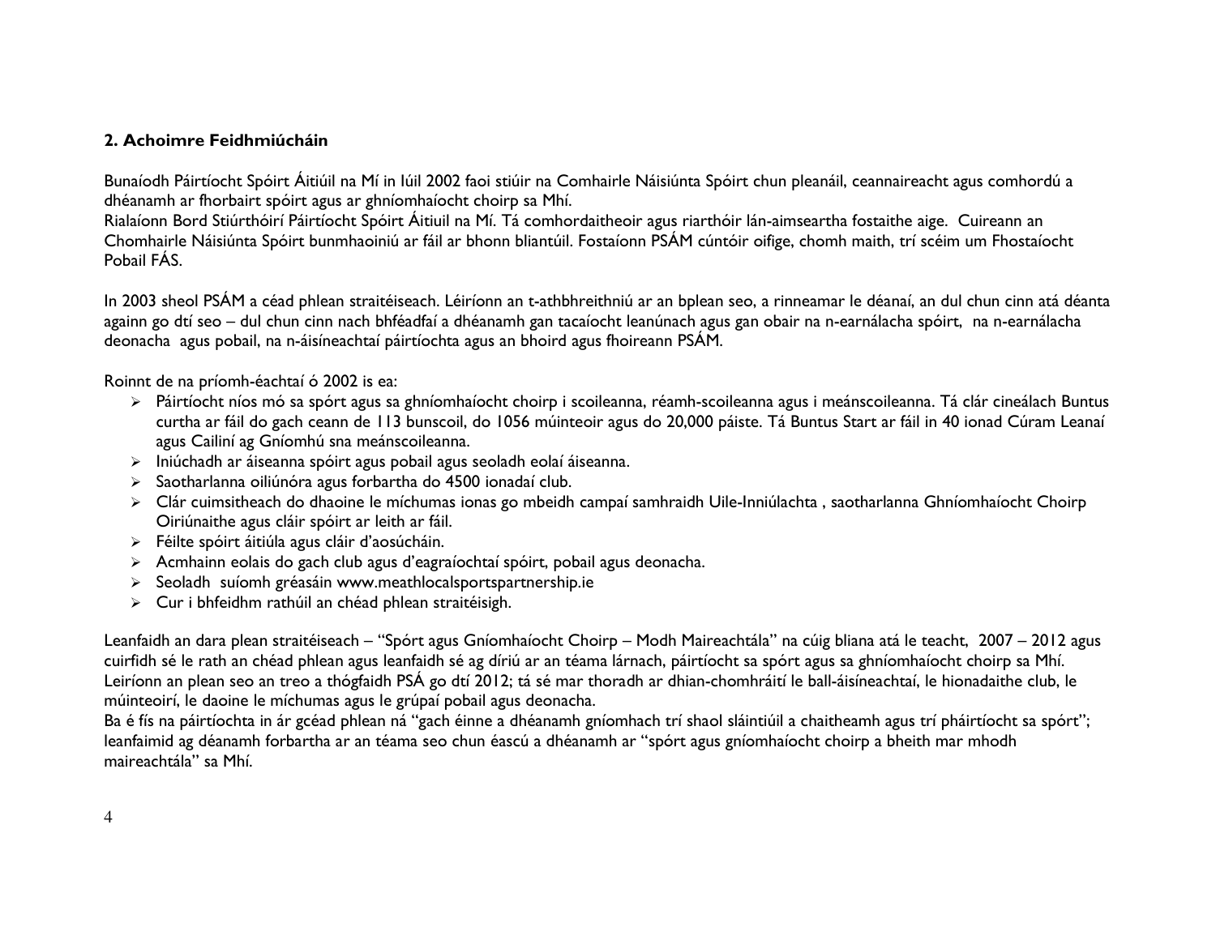## 2. Achoimre Feidhmiúcháin

Bunaíodh Páirtíocht Spóirt Áitiúil na Mí in Iúil 2002 faoi stiúir na Comhairle Náisiúnta Spóirt chun pleanáil, ceannaireacht agus comhordú a dhéanamh ar fhorbairt spóirt agus ar ghníomhaíocht choirp sa Mhí.
Rialaíonn Bord Stiúrthóirí Páirtíocht Spóirt Áitiuil na Mí. Tá comhordaitheoir agus riarthóir lán-aimseartha fostaithe aige. Cuireann an Chomhairle Náisiúnta Spóirt bunmhaoiniú ar fáil ar bhonn bliantúil. Fostaíonn PSÁM cúntóir oifige, chomh maith, trí scéim um Fhostaíocht Pobail FÁS.

In 2003 sheol PSÁM a céad phlean straitéiseach. Léiríonn an t-athbhreithniú ar an bplean seo, a rinneamar le déanaí, an dul chun cinn atá déanta againn go dtí seo – dul chun cinn nach bhféadfaí a dhéanamh gan tacaíocht leanúnach agus gan obair na n-earnálacha spóirt, na n-earnálacha deonacha agus pobail, na n-áisíneachtaí páirtíochta agus an bhoird agus fhoireann PSÁM.

Roinnt de na príomh-éachtaí ó 2002 is ea:

- Páirtíocht níos mó sa spórt agus sa ghníomhaíocht choirp i scoileanna, réamh-scoileanna agus i meánscoileanna. Tá clár cineálach Buntus curtha ar fáil do gach ceann de 113 bunscoil, do 1056 múinteoir agus do 20,000 páiste. Tá Buntus Start ar fáil in 40 ionad Cúram Leanaí agus Cailiní ag Gníomhú sna meánscoileanna.
- Iniúchadh ar áiseanna spóirt agus pobail agus seoladh eolaí áiseanna.
- Saotharlanna oiliúnóra agus forbartha do 4500 ionadaí club.
- Clár cuimsitheach do dhaoine le míchumas ionas go mbeidh campaí samhraidh Uile-Inniúlachta , saotharlanna Ghníomhaíocht Choirp Oiriúnaithe agus cláir spóirt ar leith ar fáil.
- Féilte spóirt áitiúla agus cláir d'aosúcháin.
- Acmhainn eolais do gach club agus d'eagraíochtaí spóirt, pobail agus deonacha.
- Seoladh suíomh gréasáin www.meathlocalsportspartnership.ie
- Cur i bhfeidhm rathúil an chéad phlean straitéisigh.

Leanfaidh an dara plean straitéiseach – "Spórt agus Gníomhaíocht Choirp – Modh Maireachtála" na cúig bliana atá le teacht, 2007 – 2012 agus cuirfidh sé le rath an chéad phlean agus leanfaidh sé ag díriú ar an téama lárnach, páirtíocht sa spórt agus sa ghníomhaíocht choirp sa Mhí. Leiríonn an plean seo an treo a thógfaidh PSÁ go dtí 2012; tá sé mar thoradh ar dhian-chomhráití le ball-áisíneachtaí, le hionadaithe club, le múinteoirí, le daoine le míchumas agus le grúpaí pobail agus deonacha.
Ba é fís na páirtíochta in ár gcéad phlean ná "gach éinne a dhéanamh gníomhach trí shaol sláintiúil a chaitheamh agus trí pháirtíocht sa spórt"; leanfaimid ag déanamh forbartha ar an téama seo chun éascú a dhéanamh ar "spórt agus gníomhaíocht choirp a bheith mar mhodh maireachtála" sa Mhí.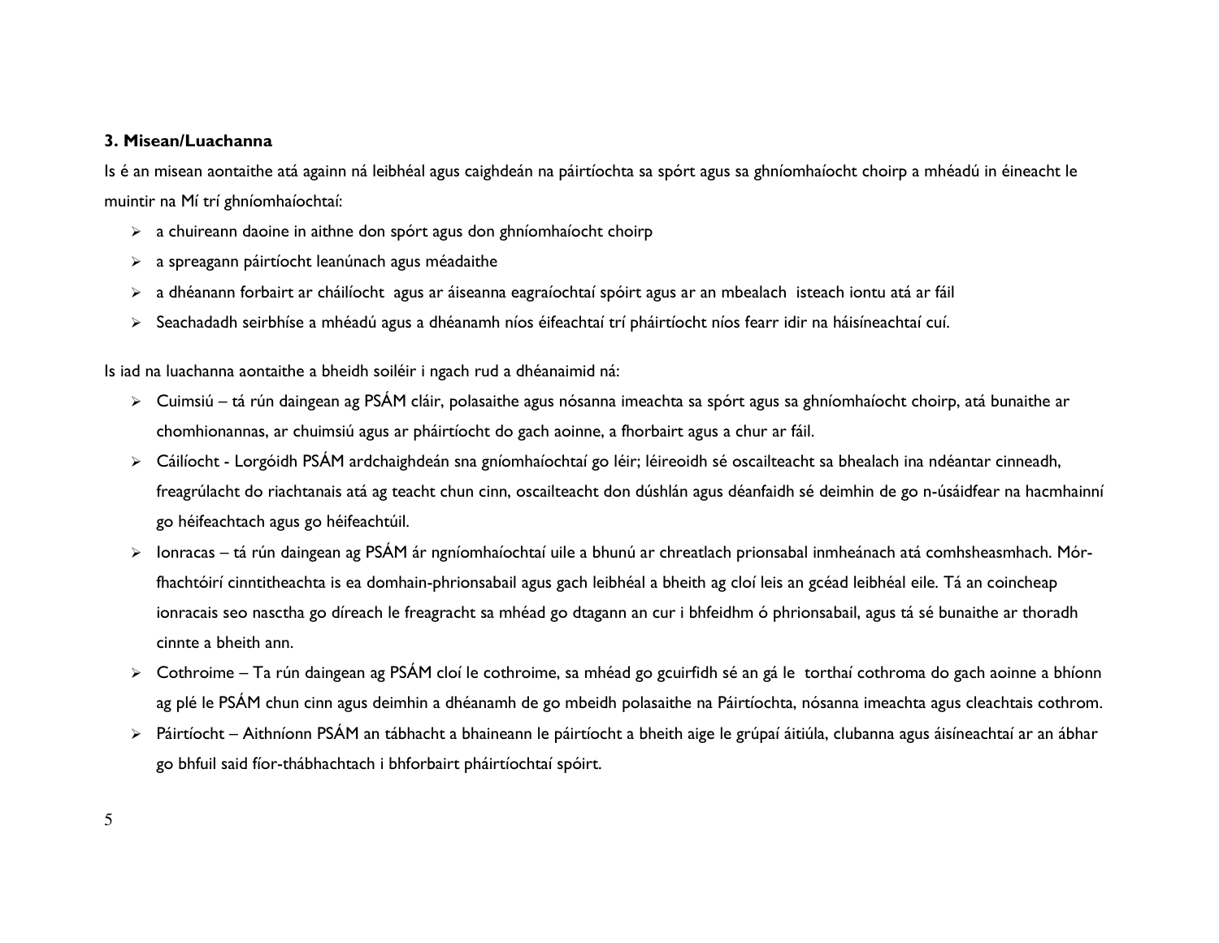**3. Misean/Luachanna**

Is é an misean aontaithe atá againn ná leibhéal agus caighdeán na páirtíochta sa spórt agus sa ghníomhaíocht choirp a mhéadú in éineacht le muintir na Mí trí ghníomhaíochtaí:

- a chuireann daoine in aithne don spórt agus don ghníomhaíocht choirp
- a spreagann páirtíocht leanúnach agus méadaithe
- a dhéanann forbairt ar cháilíocht agus ar áiseanna eagraíochtaí spóirt agus ar an mbealach isteach iontu atá ar fáil
- Seachadadh seirbhíse a mhéadú agus a dhéanamh níos éifeachtaí trí pháirtíocht níos fearr idir na háisíneachtaí cuí.

Is iad na luachanna aontaithe a bheidh soiléir i ngach rud a dhéanaimid ná:

- Cuimsiú – tá rún daingean ag PSÁM cláir, polasaithe agus nósanna imeachta sa spórt agus sa ghníomhaíocht choirp, atá bunaithe ar chomhionannas, ar chuimsiú agus ar pháirtíocht do gach aoinne, a fhorbairt agus a chur ar fáil.
- Cáilíocht - Lorgóidh PSÁM ardchaighdeán sna gníomhaíochtaí go léir; léireoidh sé oscailteacht sa bhealach ina ndéantar cinneadh, freagrúlacht do riachtanais atá ag teacht chun cinn, oscailteacht don dúshlán agus déanfaidh sé deimhin de go n-úsáidfear na hacmhainní go héifeachtach agus go héifeachtúil.
- Ionracas – tá rún daingean ag PSÁM ár ngníomhaíochtaí uile a bhunú ar chreatlach prionsabal inmheánach atá comhsheasmhach. Mór-fhachtóirí cinntitheachta is ea domhain-phrionsabail agus gach leibhéal a bheith ag cloí leis an gcéad leibhéal eile. Tá an coincheap ionracais seo nasctha go díreach le freagracht sa mhéad go dtagann an cur i bhfeidhm ó phrionsabail, agus tá sé bunaithe ar thoradh cinnte a bheith ann.
- Cothroime – Ta rún daingean ag PSÁM cloí le cothroime, sa mhéad go gcuirfidh sé an gá le torthaí cothroma do gach aoinne a bhíonn ag plé le PSÁM chun cinn agus deimhin a dhéanamh de go mbeidh polasaithe na Páirtíochta, nósanna imeachta agus cleachtais cothrom.
- Páirtíocht – Aithníonn PSÁM an tábhacht a bhaineann le páirtíocht a bheith aige le grúpaí áitiúla, clubanna agus áisíneachtaí ar an ábhar go bhfuil said fíor-thábhachtach i bhforbairt pháirtíochtaí spóirt.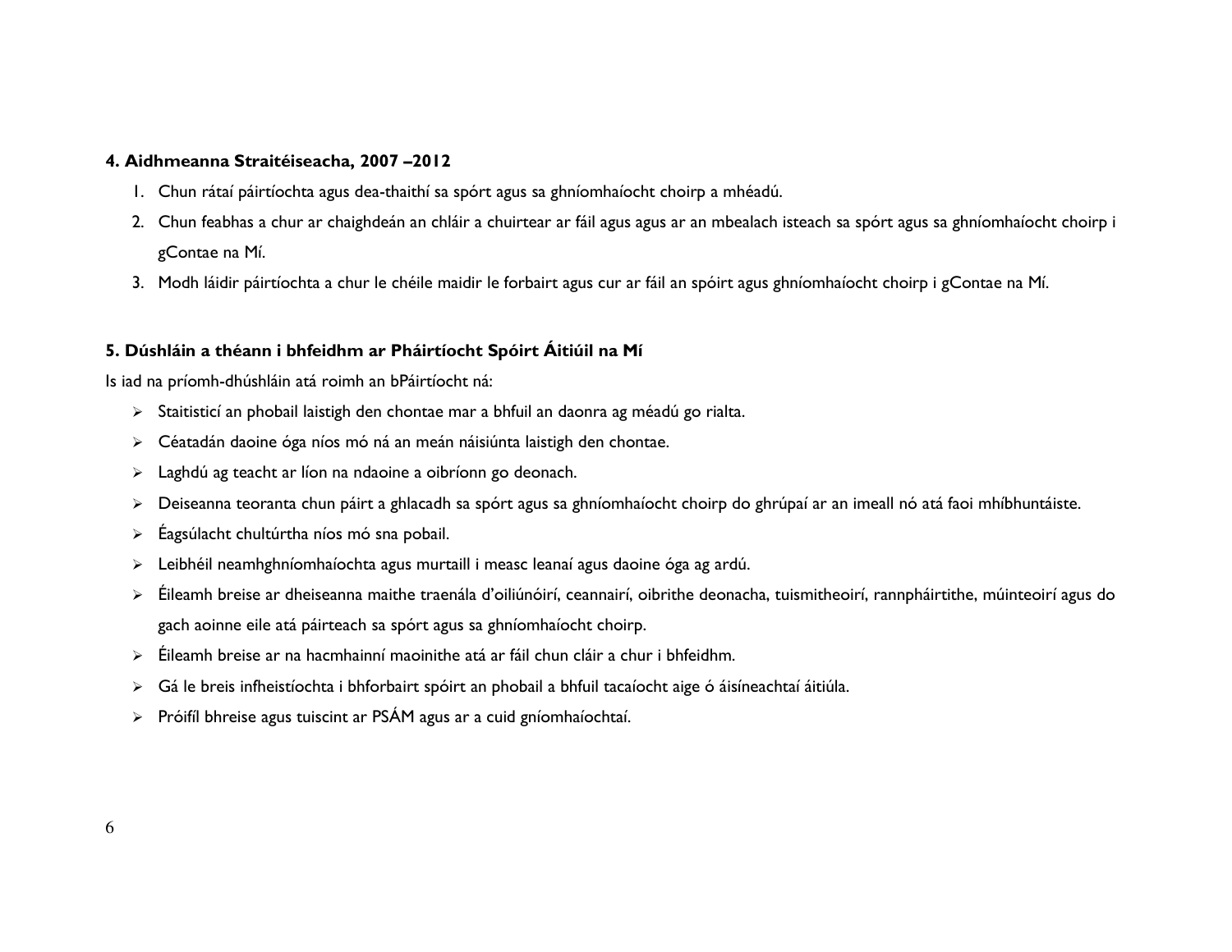#### 4. Aidhmeanna Straitéiseacha, 2007 –2012

1. Chun rátaí páirtíochta agus dea-thaithí sa spórt agus sa ghníomhaíocht choirp a mhéadú.
2. Chun feabhas a chur ar chaighdeán an chláir a chuirtear ar fáil agus agus ar an mbealach isteach sa spórt agus sa ghníomhaíocht choirp i gContae na Mí.
3. Modh láidir páirtíochta a chur le chéile maidir le forbairt agus cur ar fáil an spóirt agus ghníomhaíocht choirp i gContae na Mí.

#### 5. Dúshláin a théann i bhfeidhm ar Pháirtíocht Spóirt Áitiúil na Mí

Is iad na príomh-dhúshláin atá roimh an bPáirtíocht ná:

- Staitisticí an phobail laistigh den chontae mar a bhfuil an daonra ag méadú go rialta.
- Céatadán daoine óga níos mó ná an meán náisiúnta laistigh den chontae.
- Laghdú ag teacht ar líon na ndaoine a oibríonn go deonach.
- Deiseanna teoranta chun páirt a ghlacadh sa spórt agus sa ghníomhaíocht choirp do ghrúpaí ar an imeall nó atá faoi mhíbhuntáiste.
- Éagsúlacht chultúrtha níos mó sna pobail.
- Leibhéil neamhghníomhaíochta agus murtaill i measc leanaí agus daoine óga ag ardú.
- Éileamh breise ar dheiseanna maithe traenála d'oiliúnóirí, ceannairí, oibrithe deonacha, tuismitheoirí, rannpháirtithe, múinteoirí agus do gach aoinne eile atá páirteach sa spórt agus sa ghníomhaíocht choirp.
- Éileamh breise ar na hacmhainní maoinithe atá ar fáil chun cláir a chur i bhfeidhm.
- Gá le breis infheistíochta i bhforbairt spóirt an phobail a bhfuil tacaíocht aige ó áisíneachtaí áitiúla.
- Próifíl bhreise agus tuiscint ar PSÁM agus ar a cuid gníomhaíochtaí.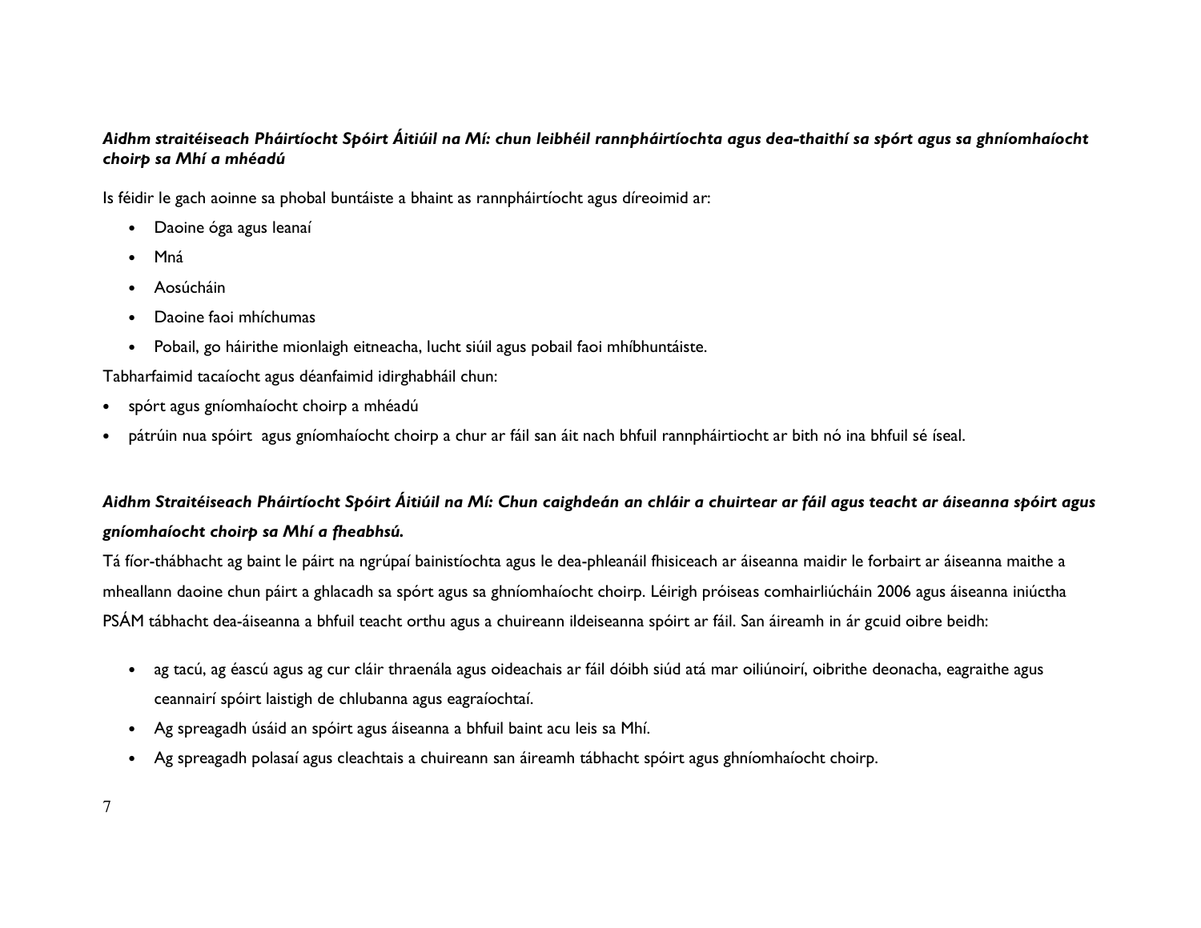***Aidhm straitéiseach Pháirtíocht Spóirt Áitiúil na Mí: chun leibhéil rannpháirtíochta agus dea-thaithí sa spórt agus sa ghníomhaíocht choirp sa Mhí a mhéadú***

Is féidir le gach aoinne sa phobal buntáiste a bhaint as rannpháirtíocht agus díreoimid ar:

- Daoine óga agus leanaí
- Mná
- Aosúcháin
- Daoine faoi mhíchumas
- Pobail, go háirithe mionlaigh eitneacha, lucht siúil agus pobail faoi mhíbhuntáiste.

Tabharfaimid tacaíocht agus déanfaimid idirghabháil chun:

- spórt agus gníomhaíocht choirp a mhéadú
- pátrúin nua spóirt  agus gníomhaíocht choirp a chur ar fáil san áit nach bhfuil rannpháirtiocht ar bith nó ina bhfuil sé íseal.

***Aidhm Straitéiseach Pháirtíocht Spóirt Áitiúil na Mí: Chun caighdeán an chláir a chuirtear ar fáil agus teacht ar áiseanna spóirt agus gníomhaíocht choirp sa Mhí a fheabhsú.***

Tá fíor-thábhacht ag baint le páirt na ngrúpaí bainistíochta agus le dea-phleanáil fhisiceach ar áiseanna maidir le forbairt ar áiseanna maithe a mheallann daoine chun páirt a ghlacadh sa spórt agus sa ghníomhaíocht choirp. Léirigh próiseas comhairliúcháin 2006 agus áiseanna iniúctha PSÁM tábhacht dea-áiseanna a bhfuil teacht orthu agus a chuireann ildeiseanna spóirt ar fáil. San áireamh in ár gcuid oibre beidh:

- ag tacú, ag éascú agus ag cur cláir thraenála agus oideachais ar fáil dóibh siúd atá mar oiliúnoirí, oibrithe deonacha, eagraithe agus ceannairí spóirt laistigh de chlubanna agus eagraíochtaí.
- Ag spreagadh úsáid an spóirt agus áiseanna a bhfuil baint acu leis sa Mhí.
- Ag spreagadh polasaí agus cleachtais a chuireann san áireamh tábhacht spóirt agus ghníomhaíocht choirp.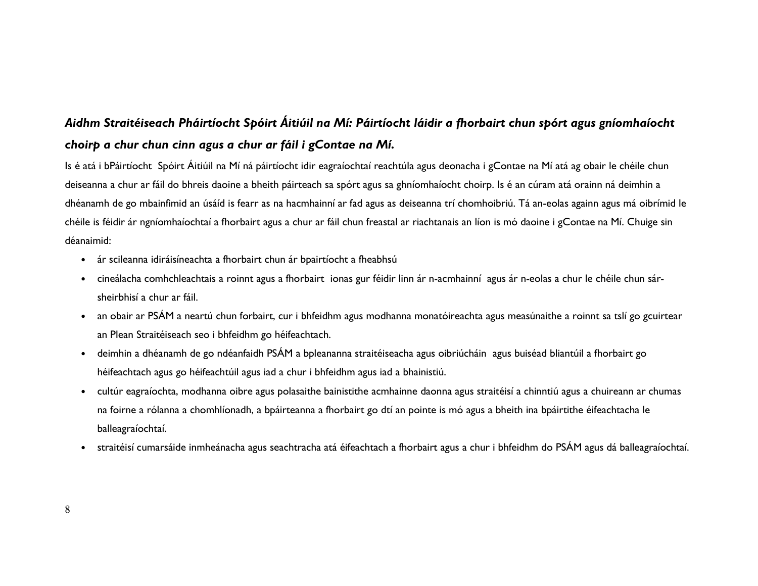***Aidhm Straitéiseach Pháirtíocht Spóirt Áitiúil na Mí: Páirtíocht láidir a fhorbairt chun spórt agus gníomhaíocht choirp a chur chun cinn agus a chur ar fáil i gContae na Mí.***

Is é atá i bPáirtíocht Spóirt Áitiúil na Mí ná páirtíocht idir eagraíochtaí reachtúla agus deonacha i gContae na Mí atá ag obair le chéile chun deiseanna a chur ar fáil do bhreis daoine a bheith páirteach sa spórt agus sa ghníomhaíocht choirp. Is é an cúram atá orainn ná deimhin a dhéanamh de go mbainfimid an úsáid is fearr as na hacmhainní ar fad agus as deiseanna trí chomhoibriú. Tá an-eolas againn agus má oibrímid le chéile is féidir ár ngníomhaíochtaí a fhorbairt agus a chur ar fáil chun freastal ar riachtanais an líon is mó daoine i gContae na Mí. Chuige sin déanaimid:

- ár scileanna idiráisíneachta a fhorbairt chun ár bpairtíocht a fheabhsú
- cineálacha comhchleachtais a roinnt agus a fhorbairt ionas gur féidir linn ár n-acmhainní agus ár n-eolas a chur le chéile chun sár-sheirbhisí a chur ar fáil.
- an obair ar PSÁM a neartú chun forbairt, cur i bhfeidhm agus modhanna monatóireachta agus measúnaithe a roinnt sa tslí go gcuirtear an Plean Straitéiseach seo i bhfeidhm go héifeachtach.
- deimhin a dhéanamh de go ndéanfaidh PSÁM a bpleananna straitéiseacha agus oibriúcháin agus buiséad bliantúil a fhorbairt go héifeachtach agus go héifeachtúil agus iad a chur i bhfeidhm agus iad a bhainistiú.
- cultúr eagraíochta, modhanna oibre agus polasaithe bainistithe acmhainne daonna agus straitéisí a chinntiú agus a chuireann ar chumas na foirne a rólanna a chomhlíonadh, a bpáirteanna a fhorbairt go dtí an pointe is mó agus a bheith ina bpáirtithe éifeachtacha le balleagraíochtaí.
- straitéisí cumarsáide inmheánacha agus seachtracha atá éifeachtach a fhorbairt agus a chur i bhfeidhm do PSÁM agus dá balleagraíochtaí.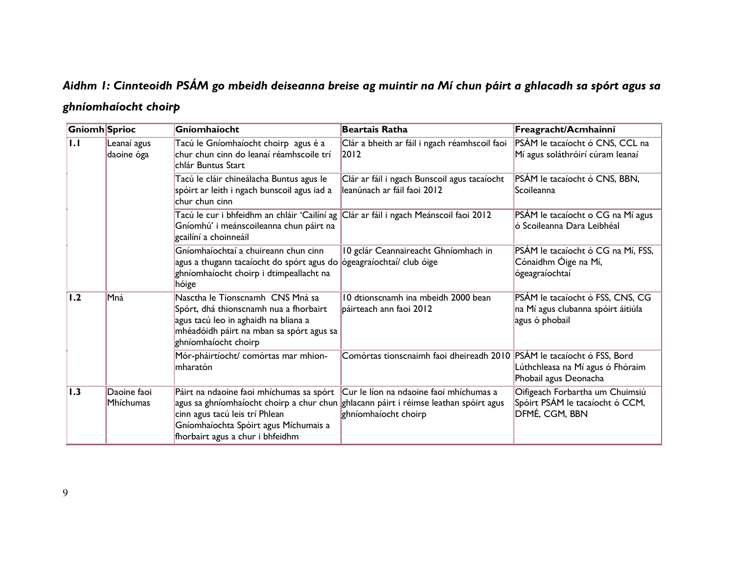## *Aidhm 1: Cinnteoidh PSÁM go mbeidh deiseanna breise ag muintir na Mí chun páirt a ghlacadh sa spórt agus sa ghníomhaíocht choirp*

| Gníomh | Sprioc | Gníomhaíocht | Beartais Ratha | Freagracht/Acmhainní |
|---|---|---|---|---|
| 1.1 | Leanaí agus daoine óga | Tacú le Gníomhaíocht choirp agus é a chur chun cinn do leanaí réamhscoile trí chlár Buntus Start | Clár a bheith ar fáil i ngach réamhscoil faoi 2012 | PSÁM le tacaíocht ó CNS, CCL na Mí agus soláthróirí cúram leanaí |
| | | Tacú le cláir chineálacha Buntus agus le spóirt ar leith i ngach bunscoil agus iad a chur chun cinn | Clár ar fáil i ngach Bunscoil agus tacaíocht leanúnach ar fáil faoi 2012 | PSÁM le tacaíocht ó CNS, BBN, Scoileanna |
| | | Tacú le cur i bhfeidhm an chláir 'Cailíní ag Gníomhú' i meánscoileanna chun páirt na gcailíní a choinneáil | Clár ar fáil i ngach Meánscoil faoi 2012 | PSÁM le tacaíocht o CG na Mí agus ó Scoileanna Dara Leibhéal |
| | | Gníomhaíochtaí a chuireann chun cinn agus a thugann tacaíocht do spórt agus do ghníomhaíocht choirp i dtimpeallacht na hóige | 10 gclár Ceannaireacht Ghníomhach in ógeagraíochtaí/ club óige | PSÁM le tacaíocht ó CG na Mí, FSS, Cónaidhm Óige na Mí, ógeagraíochtaí |
| 1.2 | Mná | Nasctha le Tionscnamh CNS Mná sa Spórt, dhá thionscnamh nua a fhorbairt agus tacú leo in aghaidh na bliana a mhéadóidh páirt na mban sa spórt agus sa ghníomhaíocht choirp | 10 dtionscnamh ina mbeidh 2000 bean páirteach ann faoi 2012 | PSÁM le tacaíocht ó FSS, CNS, CG na Mí agus clubanna spóirt áitiúla agus ó phobail |
| | | Mór-pháirtíocht/ comórtas mar mhion-mharatón | Comórtas tionscnaimh faoi dheireadh 2010 | PSÁM le tacaíocht ó FSS, Bord Lúthchleasa na Mí agus ó Fhóraim Phobail agus Deonacha |
| 1.3 | Daoine faoi Mhíchumas | Páirt na ndaoine faoi mhíchumas sa spórt agus sa ghníomhaíocht choirp a chur chun cinn agus tacú leis trí Phlean Gníomhaíochta Spóirt agus Míchumais a fhorbairt agus a chur i bhfeidhm | Cur le líon na ndaoine faoi mhíchumas a ghlacann páirt i réimse leathan spóirt agus ghníomhaíocht choirp | Oifigeach Forbartha um Chuimsiú Spóirt PSÁM le tacaíocht ó CCM, DFMÉ, CGM, BBN |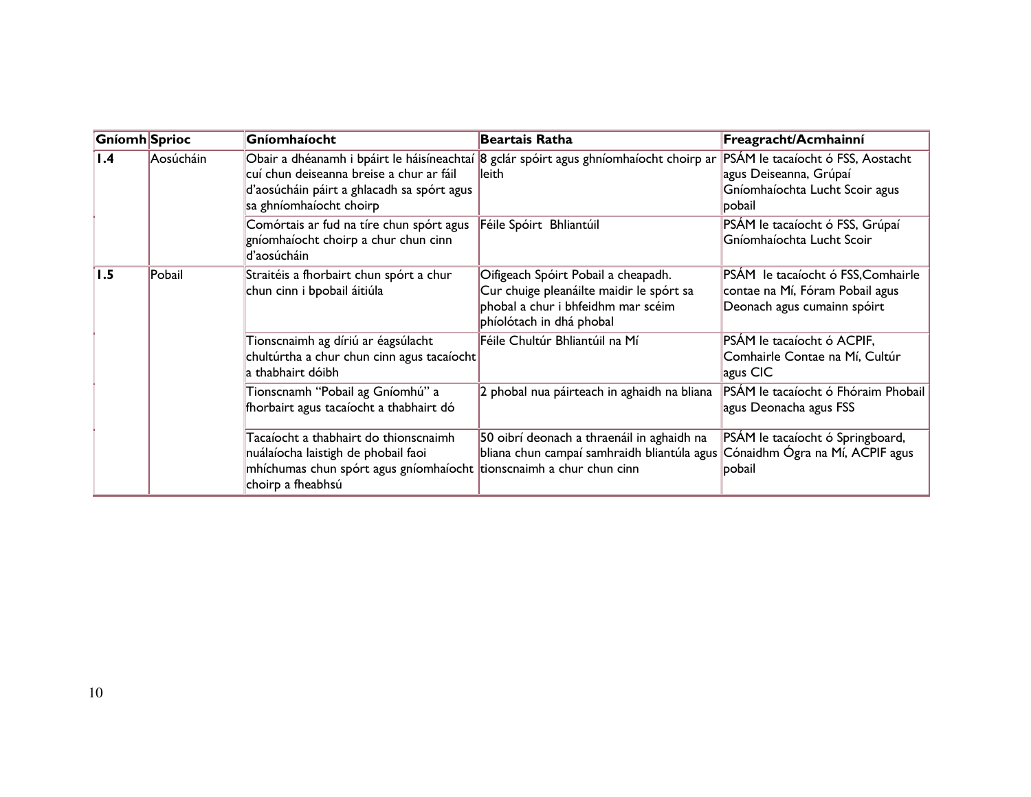| Gníomh | Sprioc | Gníomhaíocht | Beartais Ratha | Freagracht/Acmhainní |
|---|---|---|---|---|
| 1.4 | Aosúcháin | Obair a dhéanamh i bpáirt le háisíneachtaí cuí chun deiseanna breise a chur ar fáil d'aosúcháin páirt a ghlacadh sa spórt agus sa ghníomhaíocht choirp | 8 gclár spóirt agus ghníomhaíocht choirp ar leith | PSÁM le tacaíocht ó FSS, Aostacht agus Deiseanna, Grúpaí Gníomhaíochta Lucht Scoir agus pobail |
| | | Comórtais ar fud na tíre chun spórt agus gníomhaíocht choirp a chur chun cinn d'aosúcháin | Féile Spóirt Bhliantúil | PSÁM le tacaíocht ó FSS, Grúpaí Gníomhaíochta Lucht Scoir |
| 1.5 | Pobail | Straitéis a fhorbairt chun spórt a chur chun cinn i bpobail áitiúla | Oifigeach Spóirt Pobail a cheapadh. Cur chuige pleanáilte maidir le spórt sa phobal a chur i bhfeidhm mar scéim phíolótach in dhá phobal | PSÁM le tacaíocht ó FSS,Comhairle contae na Mí, Fóram Pobail agus Deonach agus cumainn spóirt |
| | | Tionscnaimh ag díriú ar éagsúlacht chultúrtha a chur chun cinn agus tacaíocht a thabhairt dóibh | Féile Chultúr Bhliantúil na Mí | PSÁM le tacaíocht ó ACPIF, Comhairle Contae na Mí, Cultúr agus CIC |
| | | Tionscnamh "Pobail ag Gníomhú" a fhorbairt agus tacaíocht a thabhairt dó | 2 phobal nua páirteach in aghaidh na bliana | PSÁM le tacaíocht ó Fhóraim Phobail agus Deonacha agus FSS |
| | | Tacaíocht a thabhairt do thionscnaimh nuálaíocha laistigh de phobail faoi mhíchumas chun spórt agus gníomhaíocht choirp a fheabhsú | 50 oibrí deonach a thraenáil in aghaidh na bliana chun campaí samhraidh bliantúla agus tionscnaimh a chur chun cinn | PSÁM le tacaíocht ó Springboard, Cónaidhm Ógra na Mí, ACPIF agus pobail |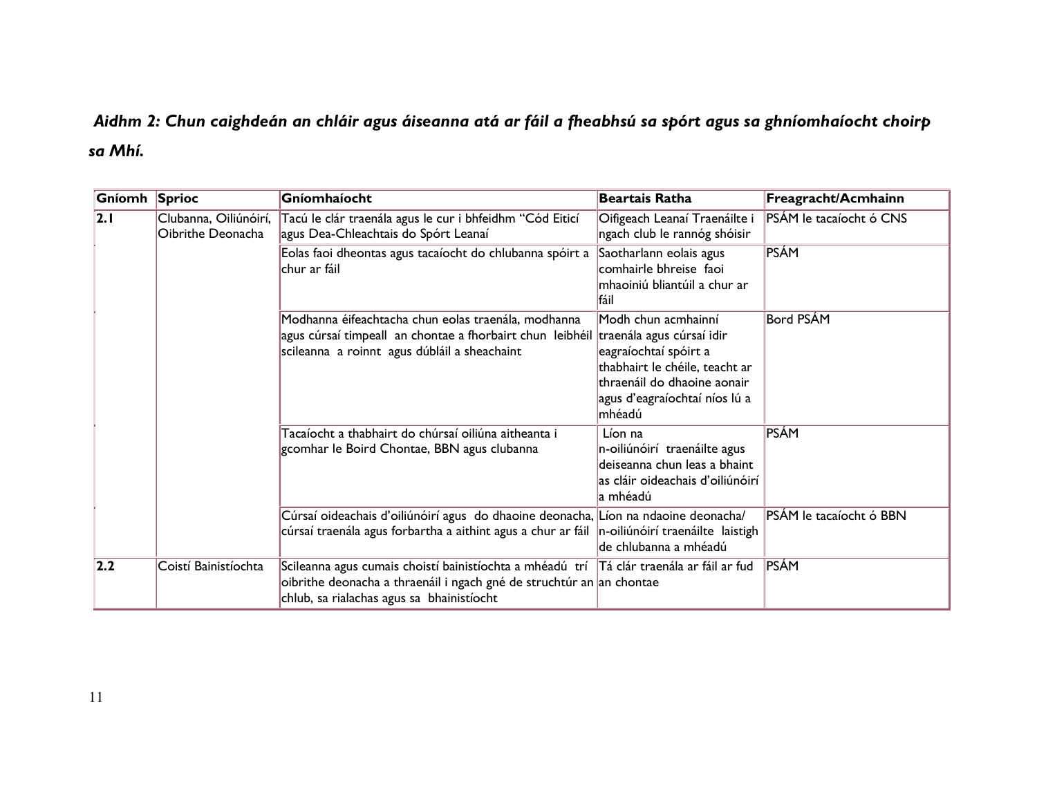***Aidhm 2: Chun caighdeán an chláir agus áiseanna atá ar fáil a fheabhsú sa spórt agus sa ghníomhaíocht choirp sa Mhí.***

| Gníomh | Sprioc | Gníomhaíocht | Beartais Ratha | Freagracht/Acmhainn |
|---|---|---|---|---|
| 2.1 | Clubanna, Oiliúnóirí, Oibrithe Deonacha | Tacú le clár traenála agus le cur i bhfeidhm "Cód Eiticí agus Dea-Chleachtais do Spórt Leanaí | Oifigeach Leanaí Traenáilte i ngach club le rannóg shóisir | PSÁM le tacaíocht ó CNS |
| | | Eolas faoi dheontas agus tacaíocht do chlubanna spóirt a chur ar fáil | Saotharlann eolais agus comhairle bhreise faoi mhaoiniú bliantúil a chur ar fáil | PSÁM |
| | | Modhanna éifeachtacha chun eolas traenála, modhanna agus cúrsaí timpeall an chontae a fhorbairt chun leibhéil scileanna a roinnt agus dúbláil a sheachaint | Modh chun acmhainní traenála agus cúrsaí idir eagraíochtaí spóirt a thabhairt le chéile, teacht ar thraenáil do dhaoine aonair agus d'eagraíochtaí níos lú a mhéadú | Bord PSÁM |
| | | Tacaíocht a thabhairt do chúrsaí oiliúna aitheanta i gcomhar le Boird Chontae, BBN agus clubanna | Líon na n-oiliúnóirí traenáilte agus deiseanna chun leas a bhaint as cláir oideachais d'oiliúnóirí a mhéadú | PSÁM |
| | | Cúrsaí oideachais d'oiliúnóirí agus do dhaoine deonacha, cúrsaí traenála agus forbartha a aithint agus a chur ar fáil | Líon na ndaoine deonacha/ n-oiliúnóirí traenáilte laistigh de chlubanna a mhéadú | PSÁM le tacaíocht ó BBN |
| 2.2 | Coistí Bainistíochta | Scileanna agus cumais choistí bainistíochta a mhéadú trí oibrithe deonacha a thraenáil i ngach gné de struchtúr an chlub, sa rialachas agus sa bhainistíocht | Tá clár traenála ar fáil ar fud an chontae | PSÁM |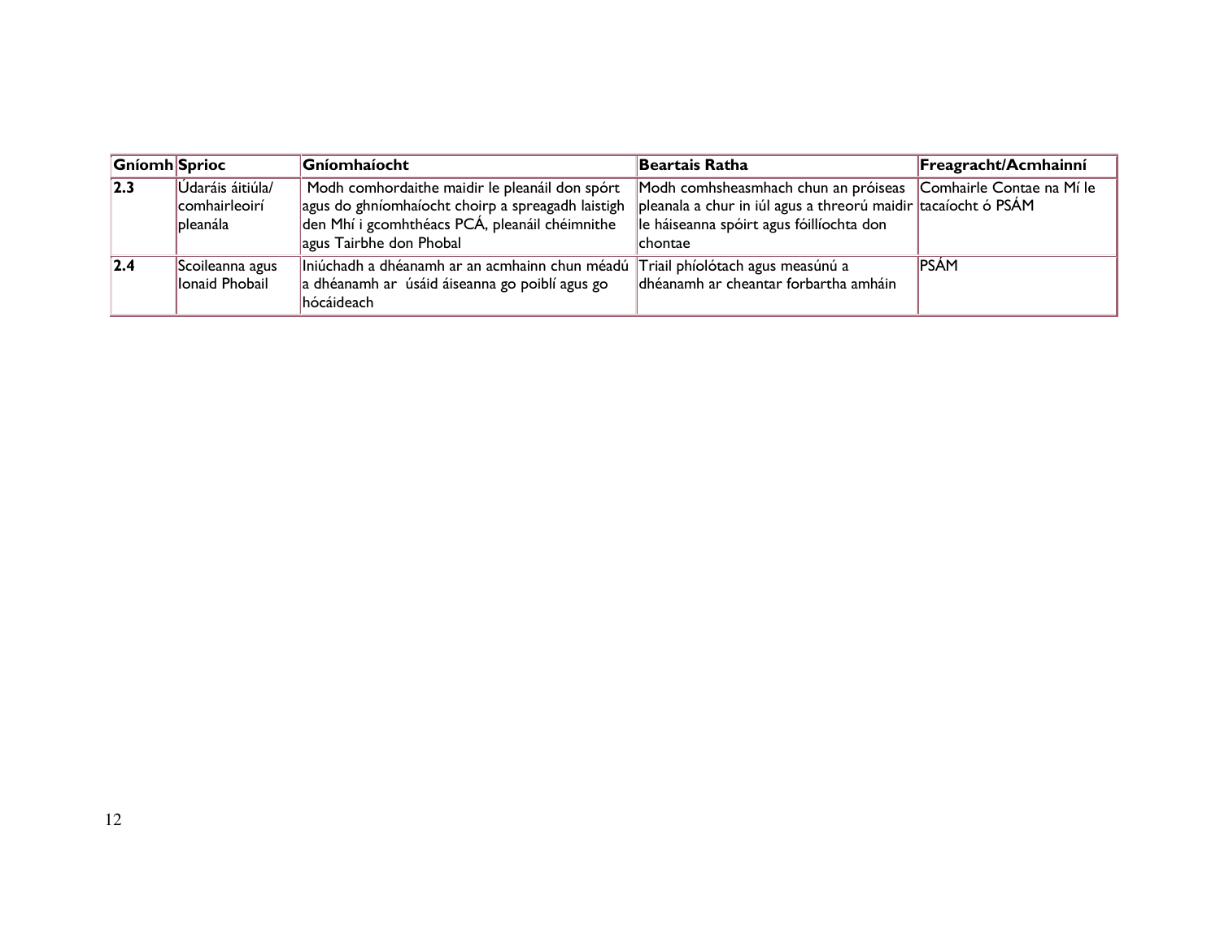| Gníomh | Sprioc | Gníomhaíocht | Beartais Ratha | Freagracht/Acmhainní |
|---|---|---|---|---|
| **2.3** | Údaráis áitiúla/ comhairleoirí pleanála | Modh comhordaithe maidir le pleanáil don spórt agus do ghníomhaíocht choirp a spreagadh laistigh den Mhí i gcomhthéacs PCÁ, pleanáil chéimnithe agus Tairbhe don Phobal | Modh comhsheasmhach chun an próiseas pleanala a chur in iúl agus a threorú maidir le háiseanna spóirt agus fóillíochta don chontae | Comhairle Contae na Mí le tacaíocht ó PSÁM |
| **2.4** | Scoileanna agus Ionaid Phobail | Iniúchadh a dhéanamh ar an acmhainn chun méadú a dhéanamh ar úsáid áiseanna go poiblí agus go hócáideach | Triail phíolótach agus measúnú a dhéanamh ar cheantar forbartha amháin | PSÁM |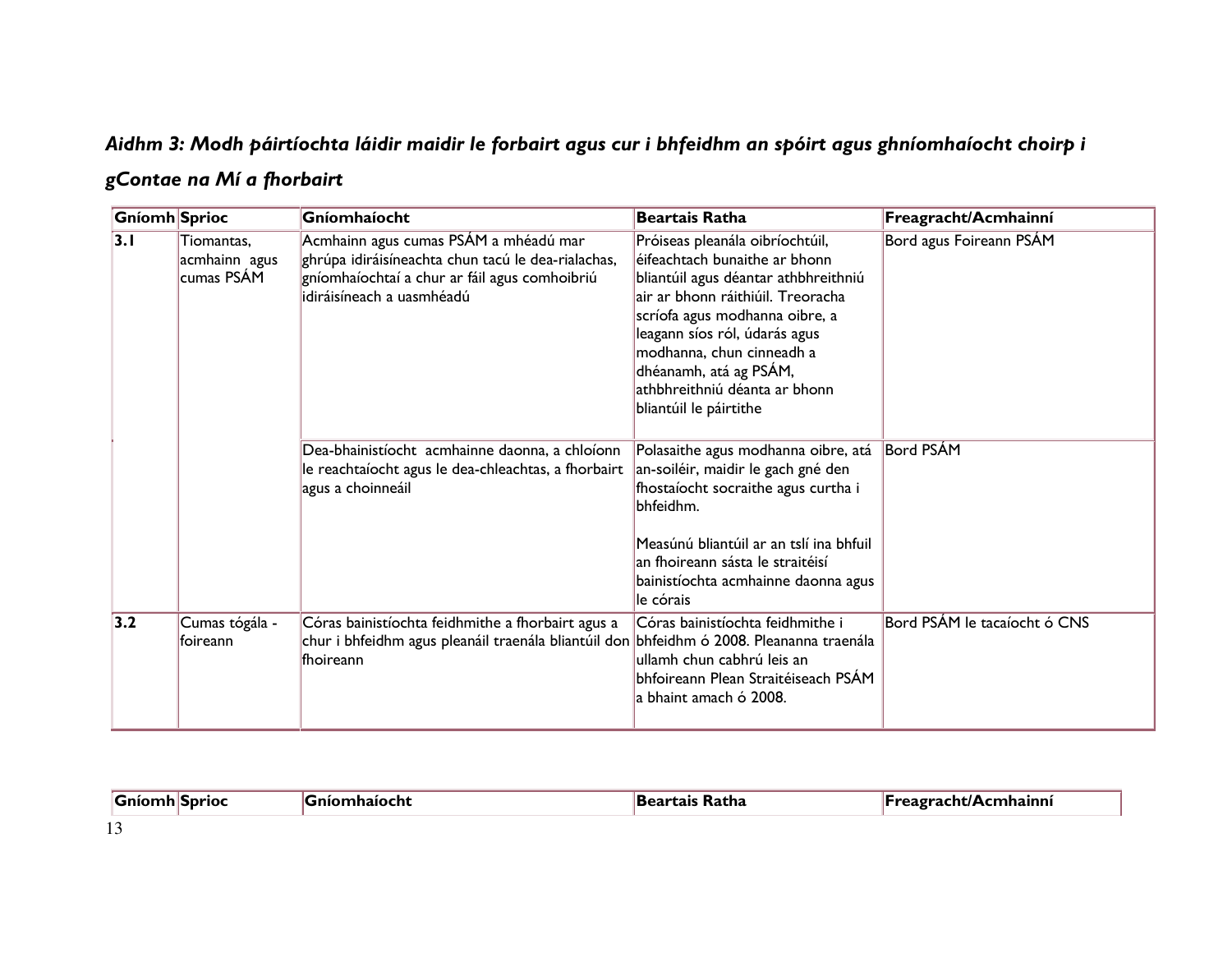### *Aidhm 3: Modh páirtíochta láidir maidir le forbairt agus cur i bhfeidhm an spóirt agus ghníomhaíocht choirp i gContae na Mí a fhorbairt*

| Gníomh | Sprioc | Gníomhaíocht | Beartais Ratha | Freagracht/Acmhainní |
|---|---|---|---|---|
| 3.1 | Tiomantas, acmhainn agus cumas PSÁM | Acmhainn agus cumas PSÁM a mhéadú mar ghrúpa idiráisíneachta chun tacú le dea-rialachas, gníomhaíochtaí a chur ar fáil agus comhoibriú idiráisíneach a uasmhéadú | Próiseas pleanála oibríochtúil, éifeachtach bunaithe ar bhonn bliantúil agus déantar athbhreithniú air ar bhonn ráithiúil. Treoracha scríofa agus modhanna oibre, a leagann síos ról, údarás agus modhanna, chun cinneadh a dhéanamh, atá ag PSÁM, athbhreithniú déanta ar bhonn bliantúil le páirtithe | Bord agus Foireann PSÁM |
| | | Dea-bhainistíocht acmhainne daonna, a chloíonn le reachtaíocht agus le dea-chleachtas, a fhorbairt agus a choinneáil | Polasaithe agus modhanna oibre, atá an-soiléir, maidir le gach gné den fhostaíocht socraithe agus curtha i bhfeidhm.<br><br>Measúnú bliantúil ar an tslí ina bhfuil an fhoireann sásta le straitéisí bainistíochta acmhainne daonna agus le córais | Bord PSÁM |
| 3.2 | Cumas tógála - foireann | Córas bainistíochta feidhmithe a fhorbairt agus a chur i bhfeidhm agus pleanáil traenála bliantúil don fhoireann | Córas bainistíochta feidhmithe i bhfeidhm ó 2008. Pleananna traenála ullamh chun cabhrú leis an bhfoireann Plean Straitéiseach PSÁM a bhaint amach ó 2008. | Bord PSÁM le tacaíocht ó CNS |

| Gníomh | Sprioc | Gníomhaíocht | Beartais Ratha | Freagracht/Acmhainní |
|---|---|---|---|---|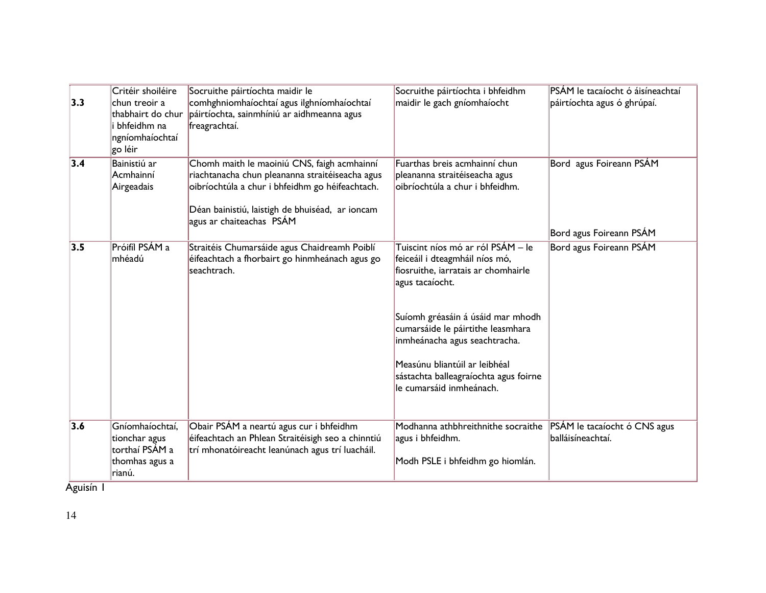| | | | | |
|---|---|---|---|---|
| **3.3** | Critéir shoiléire chun treoir a thabhairt do chur i bhfeidhm na ngníomhaíochtaí go léir | Socruithe páirtíochta maidir le comhghníomhaíochtaí agus ilghníomhaíochtaí páirtíochta, sainmhíniú ar aidhmeanna agus freagrachtaí. | Socruithe páirtíochta i bhfeidhm maidir le gach gníomhaíocht | PSÁM le tacaíocht ó áisíneachtaí páirtíochta agus ó ghrúpaí. |
| **3.4** | Bainistiú ar Acmhainní Airgeadais | Chomh maith le maoiniú CNS, faigh acmhainní riachtanacha chun pleananna straitéiseacha agus oibríochtúla a chur i bhfeidhm go héifeachtach.<br><br>Déan bainistiú, laistigh de bhuiséad, ar ioncam agus ar chaiteachas PSÁM | Fuarthas breis acmhainní chun pleananna straitéiseacha agus oibríochtúla a chur i bhfeidhm. | Bord agus Foireann PSÁM<br><br>Bord agus Foireann PSÁM |
| **3.5** | Próifíl PSÁM a mhéadú | Straitéis Chumarsáide agus Chaidreamh Poiblí éifeachtach a fhorbairt go hinmheánach agus go seachtrach. | Tuiscint níos mó ar ról PSÁM – le feiceáil i dteagmháil níos mó, fiosruithe, iarratais ar chomhairle agus tacaíocht.<br><br>Suíomh gréasáin á úsáid mar mhodh cumarsáide le páirtithe leasmhara inmheánacha agus seachtracha.<br><br>Measúnu bliantúil ar leibhéal sástachta balleagraíochta agus foirne le cumarsáid inmheánach. | Bord agus Foireann PSÁM |
| **3.6** | Gníomhaíochtaí, tionchar agus torthaí PSÁM a thomhas agus a rianú. | Obair PSÁM a neartú agus cur i bhfeidhm éifeachtach an Phlean Straitéisigh seo a chinntiú trí mhonatóireacht leanúnach agus trí luacháil. | Modhanna athbhreithnithe socraithe agus i bhfeidhm.<br><br>Modh PSLE i bhfeidhm go hiomlán. | PSÁM le tacaíocht ó CNS agus balláisíneachtaí. |

Aguisín I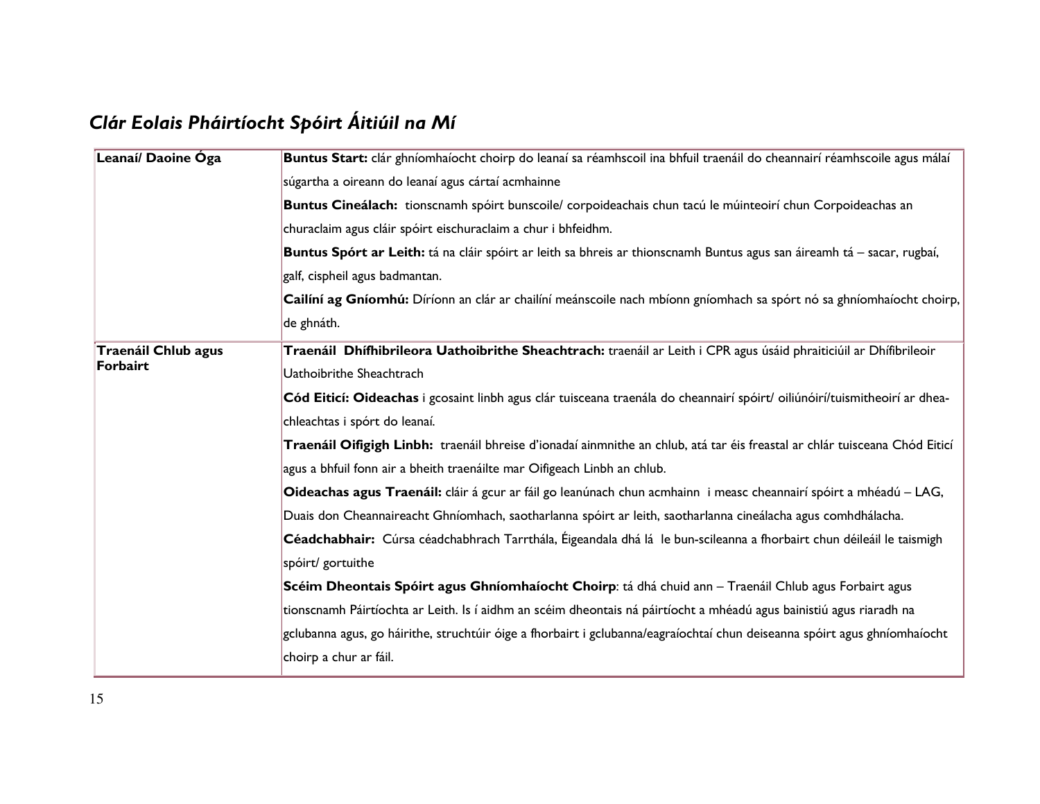## *Clár Eolais Pháirtíocht Spóirt Áitiúil na Mí*

| | |
|---|---|
| **Leanaí/ Daoine Óga** | **Buntus Start:** clár ghníomhaíocht choirp do leanaí sa réamhscoil ina bhfuil traenáil do cheannairí réamhscoile agus málaí súgartha a oireann do leanaí agus cártaí acmhainne<br>**Buntus Cineálach:** tionscnamh spóirt bunscoile/ corpoideachais chun tacú le múinteoirí chun Corpoideachas an churaclaim agus cláir spóirt eischuraclaim a chur i bhfeidhm.<br>**Buntus Spórt ar Leith:** tá na cláir spóirt ar leith sa bhreis ar thionscnamh Buntus agus san áireamh tá – sacar, rugbaí, galf, cispheil agus badmantan.<br>**Cailíní ag Gníomhú:** Díríonn an clár ar chailíní meánscoile nach mbíonn gníomhach sa spórt nó sa ghníomhaíocht choirp, de ghnáth. |
| **Traenáil Chlub agus Forbairt** | **Traenáil Dhífhibrileora Uathoibrithe Sheachtrach:** traenáil ar Leith i CPR agus úsáid phraiticiúil ar Dhífibrileoir Uathoibrithe Sheachtrach<br>**Cód Eiticí: Oideachas** i gcosaint linbh agus clár tuisceana traenála do cheannairí spóirt/ oiliúnóirí/tuismitheoirí ar dhea-chleachtas i spórt do leanaí.<br>**Traenáil Oifigigh Linbh:** traenáil bhreise d'ionadaí ainmnithe an chlub, atá tar éis freastal ar chlár tuisceana Chód Eiticí agus a bhfuil fonn air a bheith traenáilte mar Oifigeach Linbh an chlub.<br>**Oideachas agus Traenáil:** cláir á gcur ar fáil go leanúnach chun acmhainn i measc cheannairí spóirt a mhéadú – LAG, Duais don Cheannaireacht Ghníomhach, saotharlanna spóirt ar leith, saotharlanna cineálacha agus comhdhálacha.<br>**Céadchabhair:** Cúrsa céadchabhrach Tarrthála, Éigeandala dhá lá le bun-scileanna a fhorbairt chun déileáil le taismigh spóirt/ gortuithe<br>**Scéim Dheontais Spóirt agus Ghníomhaíocht Choirp**: tá dhá chuid ann – Traenáil Chlub agus Forbairt agus tionscnamh Páirtíochta ar Leith. Is í aidhm an scéim dheontais ná páirtíocht a mhéadú agus bainistiú agus riaradh na gclubanna agus, go háirithe, struchtúir óige a fhorbairt i gclubanna/eagraíochtaí chun deiseanna spóirt agus ghníomhaíocht choirp a chur ar fáil. |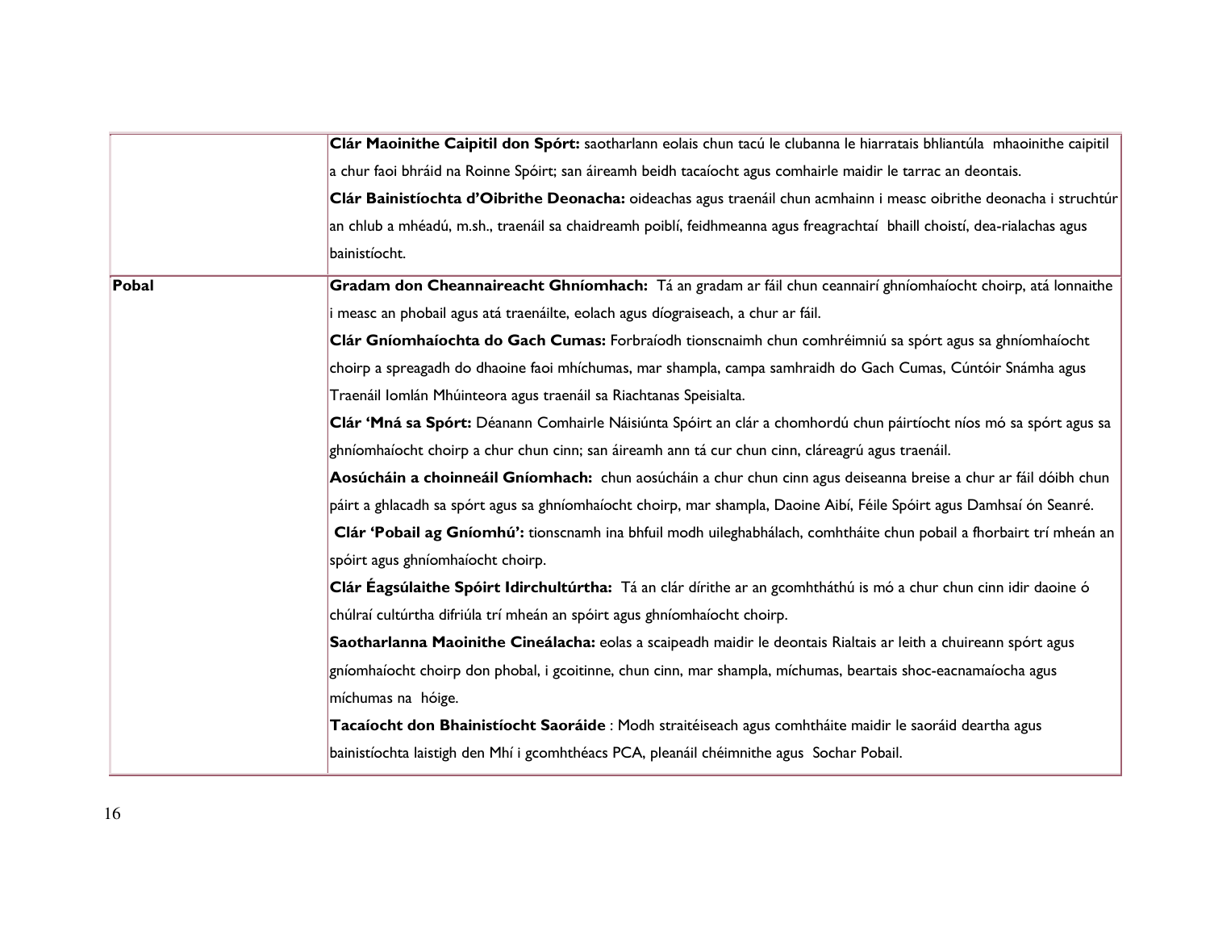| | |
|---|---|
| | **Clár Maoinithe Caipitil don Spórt:** saotharlann eolais chun tacú le clubanna le hiarratais bhliantúla mhaoinithe caipitil a chur faoi bhráid na Roinne Spóirt; san áireamh beidh tacaíocht agus comhairle maidir le tarrac an deontais.<br>**Clár Bainistíochta d'Oibrithe Deonacha:** oideachas agus traenáil chun acmhainn i measc oibrithe deonacha i struchtúr an chlub a mhéadú, m.sh., traenáil sa chaidreamh poiblí, feidhmeanna agus freagrachtaí bhaill choistí, dea-rialachas agus bainistíocht. |
| **Pobal** | **Gradam don Cheannaireacht Ghníomhach:** Tá an gradam ar fáil chun ceannairí ghníomhaíocht choirp, atá lonnaithe i measc an phobail agus atá traenáilte, eolach agus díograiseach, a chur ar fáil.<br>**Clár Gníomhaíochta do Gach Cumas:** Forbraíodh tionscnaimh chun comhréimniú sa spórt agus sa ghníomhaíocht choirp a spreagadh do dhaoine faoi mhíchumas, mar shampla, campa samhraidh do Gach Cumas, Cúntóir Snámha agus Traenáil Iomlán Mhúinteora agus traenáil sa Riachtanas Speisialta.<br>**Clár 'Mná sa Spórt:** Déanann Comhairle Náisiúnta Spóirt an clár a chomhordú chun páirtíocht níos mó sa spórt agus sa ghníomhaíocht choirp a chur chun cinn; san áireamh ann tá cur chun cinn, cláreagrú agus traenáil.<br>**Aosúcháin a choinneáil Gníomhach:** chun aosúcháin a chur chun cinn agus deiseanna breise a chur ar fáil dóibh chun páirt a ghlacadh sa spórt agus sa ghníomhaíocht choirp, mar shampla, Daoine Aibí, Féile Spóirt agus Damhsaí ón Seanré.<br>**Clár 'Pobail ag Gníomhú':** tionscnamh ina bhfuil modh uileghabhálach, comhtháite chun pobail a fhorbairt trí mheán an spóirt agus ghníomhaíocht choirp.<br>**Clár Éagsúlaithe Spóirt Idirchultúrtha:** Tá an clár dírithe ar an gcomhtháthú is mó a chur chun cinn idir daoine ó chúlraí cultúrtha difriúla trí mheán an spóirt agus ghníomhaíocht choirp.<br>**Saotharlanna Maoinithe Cineálacha:** eolas a scaipeadh maidir le deontais Rialtais ar leith a chuireann spórt agus gníomhaíocht choirp don phobal, i gcoitinne, chun cinn, mar shampla, míchumas, beartais shoc-eacnamaíocha agus míchumas na hóige.<br>**Tacaíocht don Bhainistíocht Saoráide** : Modh straitéiseach agus comhtháite maidir le saoráid deartha agus bainistíochta laistigh den Mhí i gcomhthéacs PCA, pleanáil chéimnithe agus Sochar Pobail. |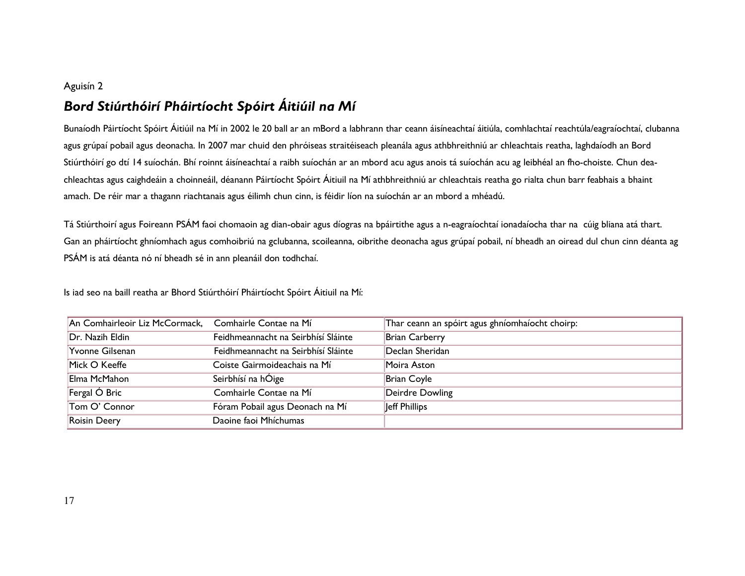Aguisín 2

## *Bord Stiúrthóirí Pháirtíocht Spóirt Áitiúil na Mí*

Bunaíodh Páirtíocht Spóirt Áitiúil na Mí in 2002 le 20 ball ar an mBord a labhrann thar ceann áisíneachtaí áitiúla, comhlachtaí reachtúla/eagraíochtaí, clubanna agus grúpaí pobail agus deonacha. In 2007 mar chuid den phróiseas straitéiseach pleanála agus athbhreithniú ar chleachtais reatha, laghdaíodh an Bord Stiúrthóirí go dtí 14 suíochán. Bhí roinnt áisíneachtaí a raibh suíochán ar an mbord acu agus anois tá suíochán acu ag leibhéal an fho-choiste. Chun dea-chleachtas agus caighdeáin a choinneáil, déanann Páirtíocht Spóirt Áitiuil na Mí athbhreithniú ar chleachtais reatha go rialta chun barr feabhais a bhaint amach. De réir mar a thagann riachtanais agus éilimh chun cinn, is féidir líon na suíochán ar an mbord a mhéadú.

Tá Stiúrthoirí agus Foireann PSÁM faoi chomaoin ag dian-obair agus díogras na bpáirtithe agus a n-eagraíochtaí ionadaíocha thar na cúig bliana atá thart. Gan an pháirtíocht ghníomhach agus comhoibriú na gclubanna, scoileanna, oibrithe deonacha agus grúpaí pobail, ní bheadh an oiread dul chun cinn déanta ag PSÁM is atá déanta nó ní bheadh sé in ann pleanáil don todhchaí.

Is iad seo na baill reatha ar Bhord Stiúrthóirí Pháirtíocht Spóirt Áitiuil na Mí:

| | | |
|---|---|---|
| An Comhairleoir Liz McCormack, | Comhairle Contae na Mí | Thar ceann an spóirt agus ghníomhaíocht choirp: |
| Dr. Nazih Eldin | Feidhmeannacht na Seirbhísí Sláinte | Brian Carberry |
| Yvonne Gilsenan | Feidhmeannacht na Seirbhísí Sláinte | Declan Sheridan |
| Mick O Keeffe | Coiste Gairmoideachais na Mí | Moira Aston |
| Elma McMahon | Seirbhísí na hÓige | Brian Coyle |
| Fergal Ó Bric | Comhairle Contae na Mí | Deirdre Dowling |
| Tom O' Connor | Fóram Pobail agus Deonach na Mí | Jeff Phillips |
| Roisin Deery | Daoine faoi Mhíchumas | |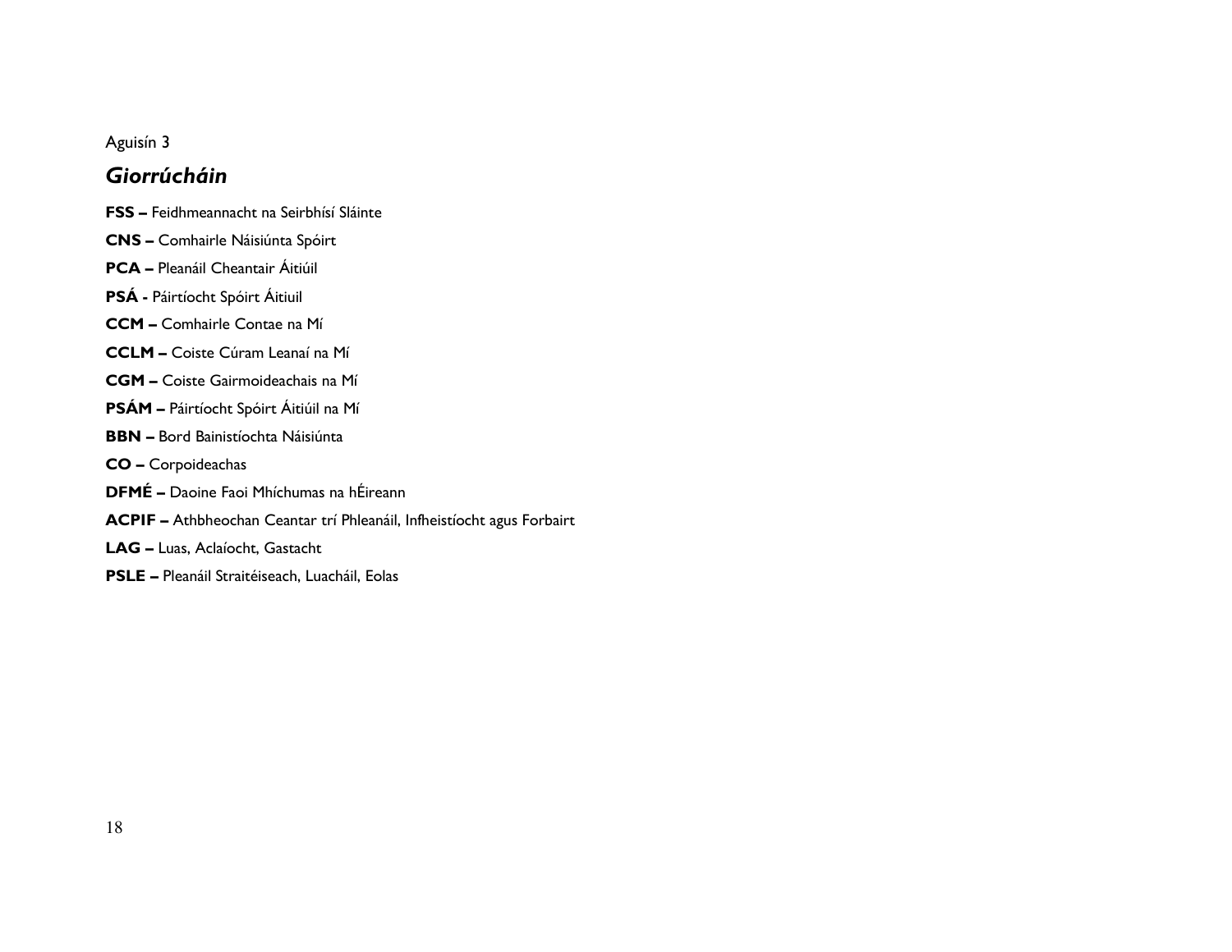Aguisín 3

## *Giorrúcháin*

**FSS –** Feidhmeannacht na Seirbhísí Sláinte

**CNS –** Comhairle Náisiúnta Spóirt

**PCA –** Pleanáil Cheantair Áitiúil

**PSÁ -** Páirtíocht Spóirt Áitiuil

**CCM –** Comhairle Contae na Mí

**CCLM –** Coiste Cúram Leanaí na Mí

**CGM –** Coiste Gairmoideachais na Mí

**PSÁM –** Páirtíocht Spóirt Áitiúil na Mí

**BBN –** Bord Bainistíochta Náisiúnta

**CO –** Corpoideachas

**DFMÉ –** Daoine Faoi Mhíchumas na hÉireann

**ACPIF –** Athbheochan Ceantar trí Phleanáil, Infheistíocht agus Forbairt

**LAG –** Luas, Aclaíocht, Gastacht

**PSLE –** Pleanáil Straitéiseach, Luacháil, Eolas